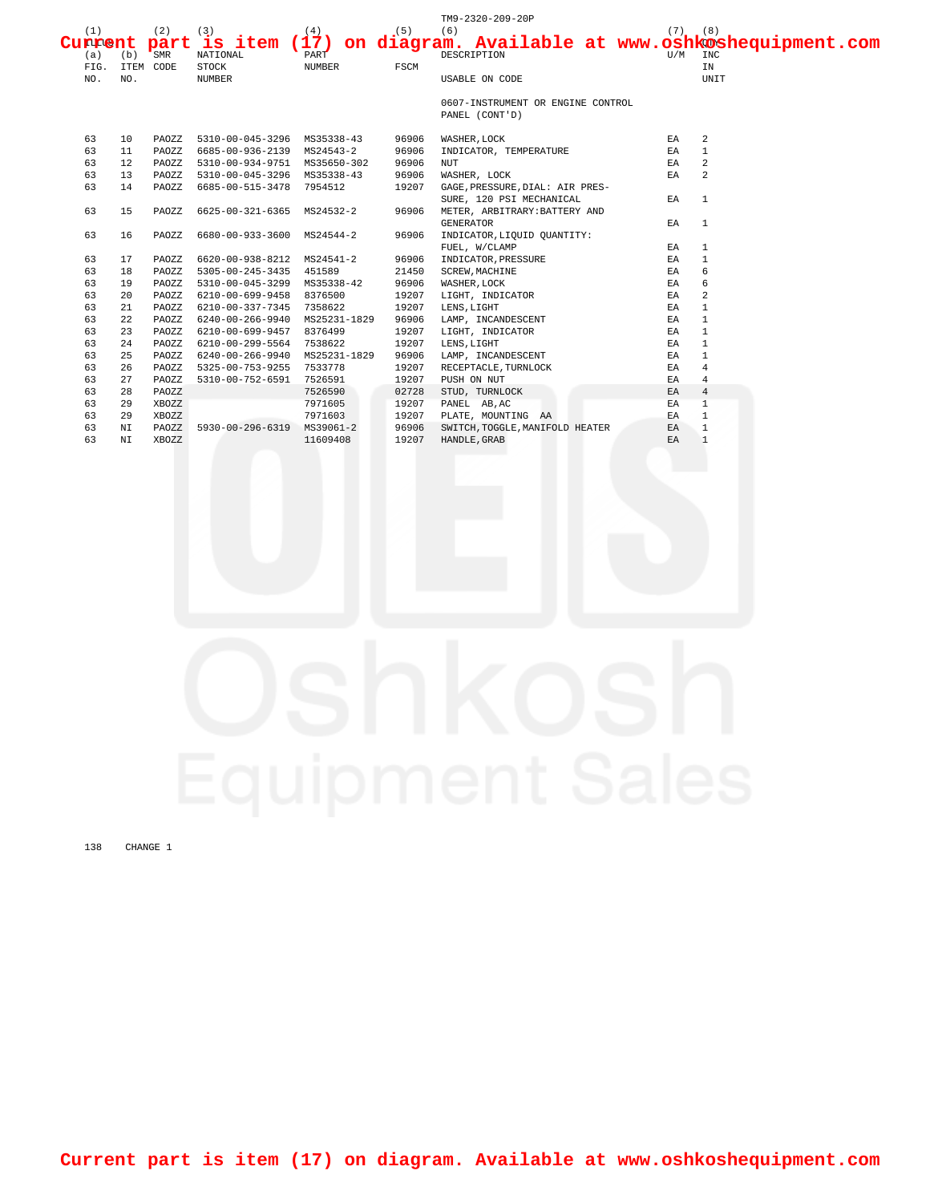Current part is item (17) on diagram. Available at www.oshkoshequipment.com

| (1) ITEM (a) FIG. NO. | (b) ITEM NO. | (2) SMR CODE | (3) NATIONAL STOCK NUMBER | (4) PART NUMBER | (5) FSCM | (6) DESCRIPTION USABLE ON CODE | (7) U/M | (8) QTY INC IN UNIT |
|---|---|---|---|---|---|---|---|---|
| | | | | | | 0607-INSTRUMENT OR ENGINE CONTROL PANEL (CONT'D) | | |
| 63 | 10 | PAOZZ | 5310-00-045-3296 | MS35338-43 | 96906 | WASHER,LOCK | EA | 2 |
| 63 | 11 | PAOZZ | 6685-00-936-2139 | MS24543-2 | 96906 | INDICATOR, TEMPERATURE | EA | 1 |
| 63 | 12 | PAOZZ | 5310-00-934-9751 | MS35650-302 | 96906 | NUT | EA | 2 |
| 63 | 13 | PAOZZ | 5310-00-045-3296 | MS35338-43 | 96906 | WASHER, LOCK | EA | 2 |
| 63 | 14 | PAOZZ | 6685-00-515-3478 | 7954512 | 19207 | GAGE,PRESSURE,DIAL: AIR PRESSURE, 120 PSI MECHANICAL | EA | 1 |
| 63 | 15 | PAOZZ | 6625-00-321-6365 | MS24532-2 | 96906 | METER, ARBITRARY:BATTERY AND GENERATOR | EA | 1 |
| 63 | 16 | PAOZZ | 6680-00-933-3600 | MS24544-2 | 96906 | INDICATOR,LIQUID QUANTITY: FUEL, W/CLAMP | EA | 1 |
| 63 | 17 | PAOZZ | 6620-00-938-8212 | MS24541-2 | 96906 | INDICATOR,PRESSURE | EA | 1 |
| 63 | 18 | PAOZZ | 5305-00-245-3435 | 451589 | 21450 | SCREW,MACHINE | EA | 6 |
| 63 | 19 | PAOZZ | 5310-00-045-3299 | MS35338-42 | 96906 | WASHER,LOCK | EA | 6 |
| 63 | 20 | PAOZZ | 6210-00-699-9458 | 8376500 | 19207 | LIGHT, INDICATOR | EA | 2 |
| 63 | 21 | PAOZZ | 6210-00-337-7345 | 7358622 | 19207 | LENS,LIGHT | EA | 1 |
| 63 | 22 | PAOZZ | 6240-00-266-9940 | MS25231-1829 | 96906 | LAMP, INCANDESCENT | EA | 1 |
| 63 | 23 | PAOZZ | 6210-00-699-9457 | 8376499 | 19207 | LIGHT, INDICATOR | EA | 1 |
| 63 | 24 | PAOZZ | 6210-00-299-5564 | 7538622 | 19207 | LENS,LIGHT | EA | 1 |
| 63 | 25 | PAOZZ | 6240-00-266-9940 | MS25231-1829 | 96906 | LAMP, INCANDESCENT | EA | 1 |
| 63 | 26 | PAOZZ | 5325-00-753-9255 | 7533778 | 19207 | RECEPTACLE,TURNLOCK | EA | 4 |
| 63 | 27 | PAOZZ | 5310-00-752-6591 | 7526591 | 19207 | PUSH ON NUT | EA | 4 |
| 63 | 28 | PAOZZ | | 7526590 | 02728 | STUD, TURNLOCK | EA | 4 |
| 63 | 29 | XBOZZ | | 7971605 | 19207 | PANEL AB,AC | EA | 1 |
| 63 | 29 | XBOZZ | | 7971603 | 19207 | PLATE, MOUNTING AA | EA | 1 |
| 63 | NI | PAOZZ | 5930-00-296-6319 | MS39061-2 | 96906 | SWITCH,TOGGLE,MANIFOLD HEATER | EA | 1 |
| 63 | NI | XBOZZ | | 11609408 | 19207 | HANDLE,GRAB | EA | 1 |

CHANGE 1

Current part is item (17) on diagram. Available at www.oshkoshequipment.com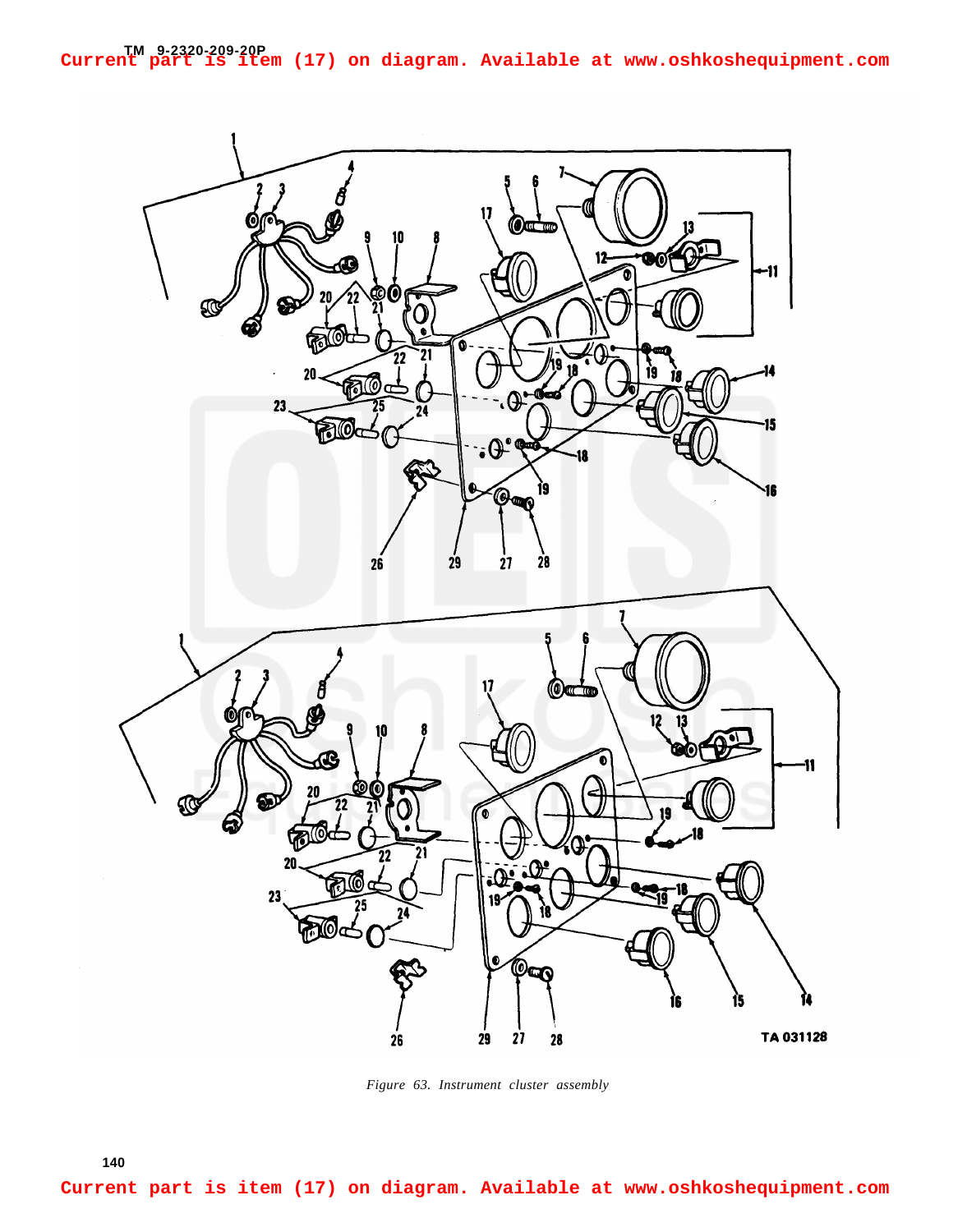Current part is item (17) on diagram. Available at www.oshkoshequipment.com

Figure 63. Instrument cluster assembly

Current part is item (17) on diagram. Available at www.oshkoshequipment.com